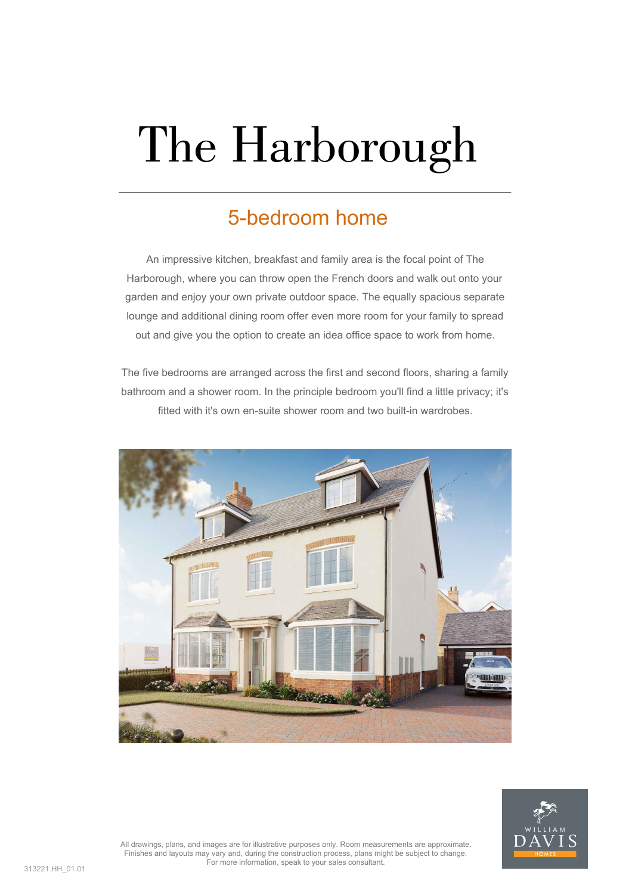# The Harborough

## 5-bedroom home

An impressive kitchen, breakfast and family area is the focal point of The Harborough, where you can throw open the French doors and walk out onto your garden and enjoy your own private outdoor space. The equally spacious separate lounge and additional dining room offer even more room for your family to spread out and give you the option to create an idea office space to work from home.

The five bedrooms are arranged across the first and second floors, sharing a family bathroom and a shower room. In the principle bedroom you'll find a little privacy; it's fitted with it's own en-suite shower room and two built-in wardrobes.

All drawings, plans, and images are for illustrative purposes only. Room measurements are approximate. Finishes and layouts may vary and, during the construction process, plans might be subject to change. For more information, speak to your sales consultant.

313221.HH_01.01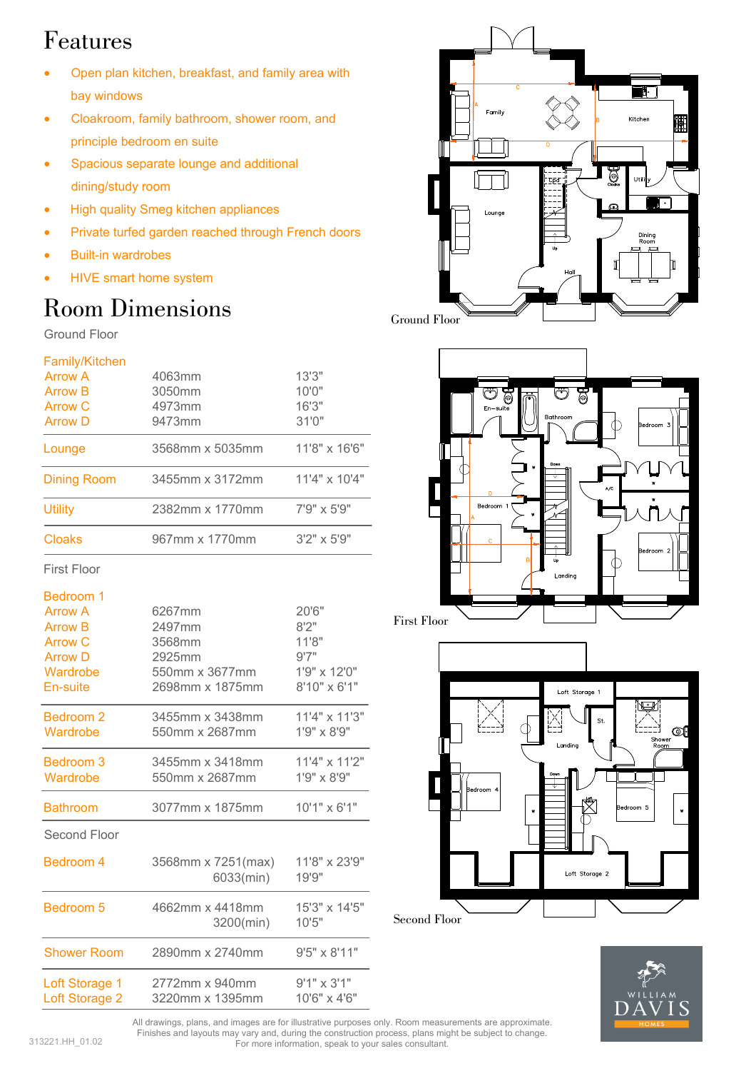# Features

- Open plan kitchen, breakfast, and family area with bay windows
- Cloakroom, family bathroom, shower room, and principle bedroom en suite
- Spacious separate lounge and additional dining/study room
- High quality Smeg kitchen appliances
- Private turfed garden reached through French doors
- Built-in wardrobes
- HIVE smart home system

# Room Dimensions

## Ground Floor

| | | |
|---|---|---|
| Family/Kitchen | | |
| Arrow A | 4063mm | 13'3" |
| Arrow B | 3050mm | 10'0" |
| Arrow C | 4973mm | 16'3" |
| Arrow D | 9473mm | 31'0" |
| Lounge | 3568mm x 5035mm | 11'8" x 16'6" |
| Dining Room | 3455mm x 3172mm | 11'4" x 10'4" |
| Utility | 2382mm x 1770mm | 7'9" x 5'9" |
| Cloaks | 967mm x 1770mm | 3'2" x 5'9" |

## First Floor

| | | |
|---|---|---|
| Bedroom 1 | | |
| Arrow A | 6267mm | 20'6" |
| Arrow B | 2497mm | 8'2" |
| Arrow C | 3568mm | 11'8" |
| Arrow D | 2925mm | 9'7" |
| Wardrobe | 550mm x 3677mm | 1'9" x 12'0" |
| En-suite | 2698mm x 1875mm | 8'10" x 6'1" |
| Bedroom 2 | 3455mm x 3438mm | 11'4" x 11'3" |
| Wardrobe | 550mm x 2687mm | 1'9" x 8'9" |
| Bedroom 3 | 3455mm x 3418mm | 11'4" x 11'2" |
| Wardrobe | 550mm x 2687mm | 1'9" x 8'9" |
| Bathroom | 3077mm x 1875mm | 10'1" x 6'1" |

## Second Floor

| | | |
|---|---|---|
| Bedroom 4 | 3568mm x 7251(max) 6033(min) | 11'8" x 23'9" 19'9" |
| Bedroom 5 | 4662mm x 4418mm 3200(min) | 15'3" x 14'5" 10'5" |
| Shower Room | 2890mm x 2740mm | 9'5" x 8'11" |
| Loft Storage 1 | 2772mm x 940mm | 9'1" x 3'1" |
| Loft Storage 2 | 3220mm x 1395mm | 10'6" x 4'6" |

Ground Floor

First Floor

Second Floor

All drawings, plans, and images are for illustrative purposes only. Room measurements are approximate. Finishes and layouts may vary and, during the construction process, plans might be subject to change. For more information, speak to your sales consultant.

313221.HH_01.02

WILLIAM DAVIS HOMES